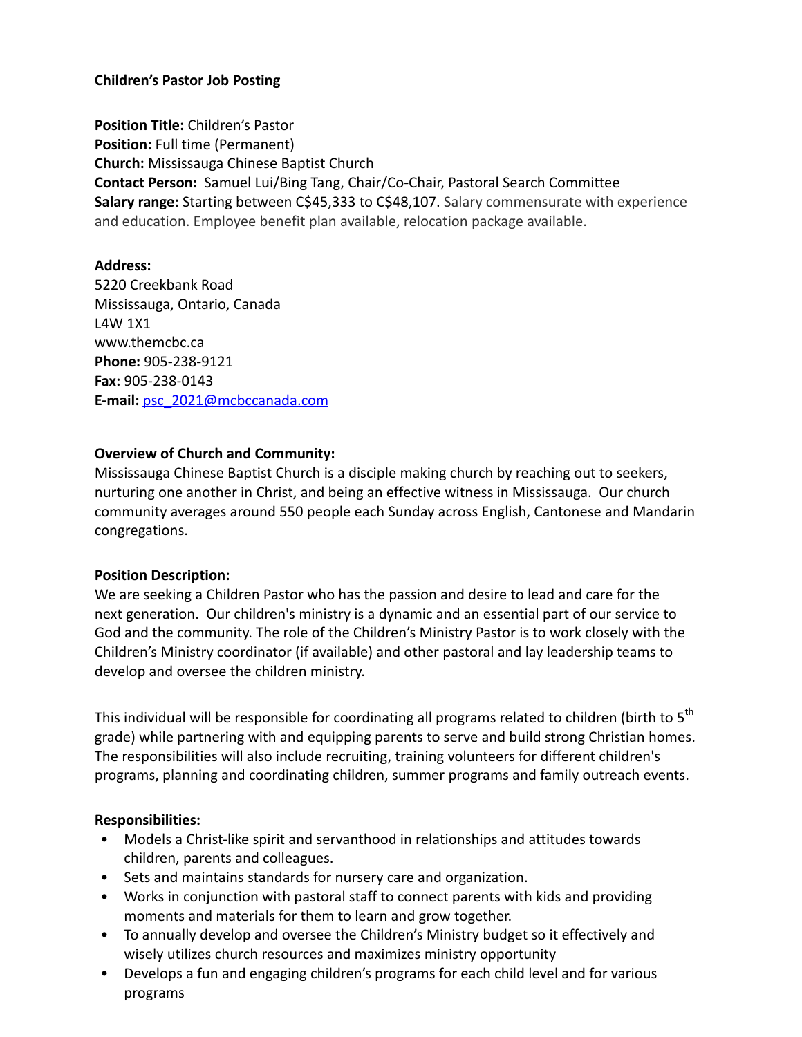**Children's Pastor Job Posting**

**Position Title:** Children's Pastor
**Position:** Full time (Permanent)
**Church:** Mississauga Chinese Baptist Church
**Contact Person:** Samuel Lui/Bing Tang, Chair/Co-Chair, Pastoral Search Committee
**Salary range:** Starting between C$45,333 to C$48,107. Salary commensurate with experience and education. Employee benefit plan available, relocation package available.

**Address:**
5220 Creekbank Road
Mississauga, Ontario, Canada
L4W 1X1
www.themcbc.ca
**Phone:** 905-238-9121
**Fax:** 905-238-0143
**E-mail:** psc_2021@mcbccanada.com

**Overview of Church and Community:**
Mississauga Chinese Baptist Church is a disciple making church by reaching out to seekers, nurturing one another in Christ, and being an effective witness in Mississauga. Our church community averages around 550 people each Sunday across English, Cantonese and Mandarin congregations.

**Position Description:**
We are seeking a Children Pastor who has the passion and desire to lead and care for the next generation. Our children's ministry is a dynamic and an essential part of our service to God and the community. The role of the Children's Ministry Pastor is to work closely with the Children's Ministry coordinator (if available) and other pastoral and lay leadership teams to develop and oversee the children ministry.

This individual will be responsible for coordinating all programs related to children (birth to 5th grade) while partnering with and equipping parents to serve and build strong Christian homes. The responsibilities will also include recruiting, training volunteers for different children's programs, planning and coordinating children, summer programs and family outreach events.

**Responsibilities:**

- Models a Christ-like spirit and servanthood in relationships and attitudes towards children, parents and colleagues.
- Sets and maintains standards for nursery care and organization.
- Works in conjunction with pastoral staff to connect parents with kids and providing moments and materials for them to learn and grow together.
- To annually develop and oversee the Children's Ministry budget so it effectively and wisely utilizes church resources and maximizes ministry opportunity
- Develops a fun and engaging children's programs for each child level and for various programs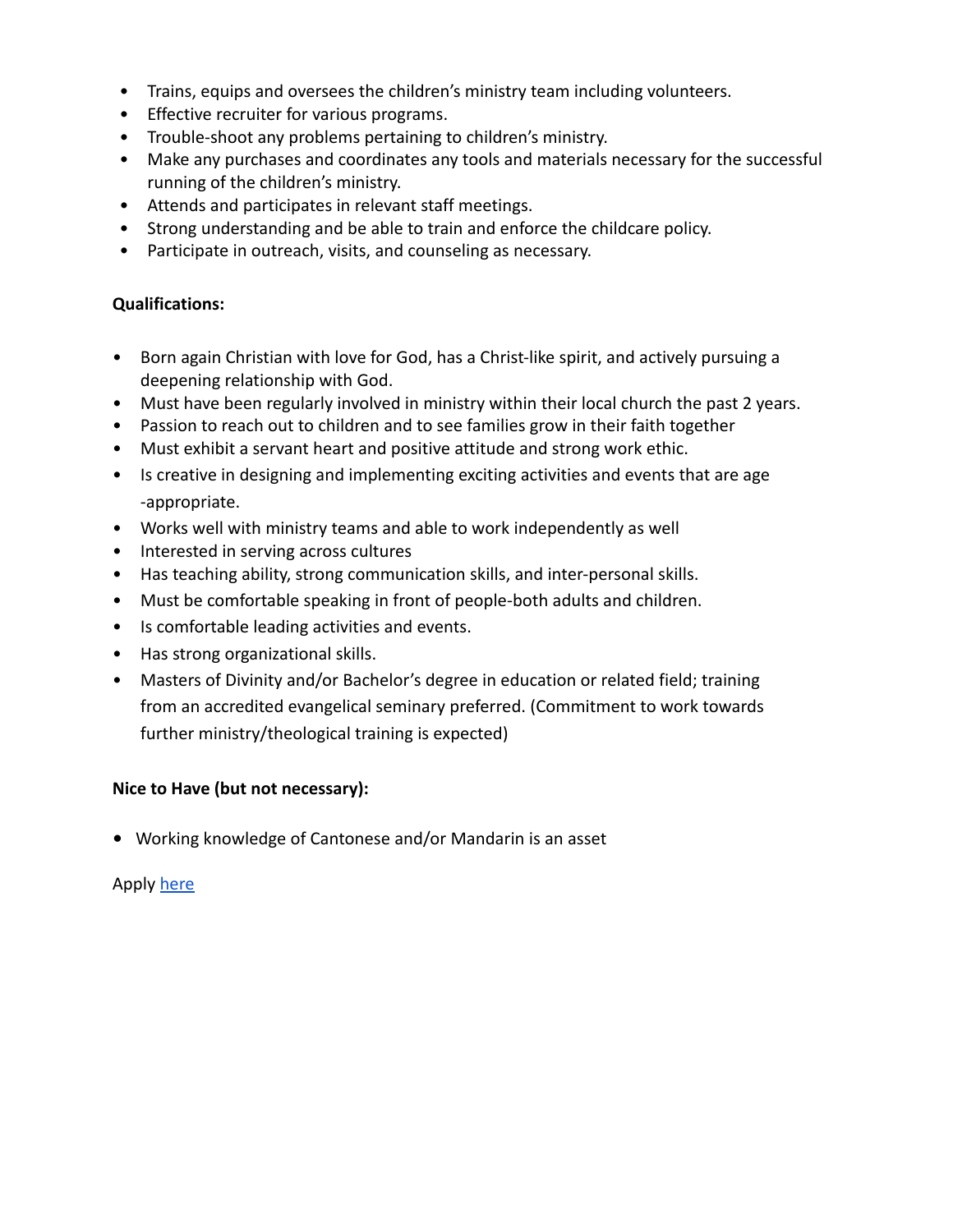- Trains, equips and oversees the children's ministry team including volunteers.
- Effective recruiter for various programs.
- Trouble-shoot any problems pertaining to children's ministry.
- Make any purchases and coordinates any tools and materials necessary for the successful running of the children's ministry.
- Attends and participates in relevant staff meetings.
- Strong understanding and be able to train and enforce the childcare policy.
- Participate in outreach, visits, and counseling as necessary.

**Qualifications:**

- Born again Christian with love for God, has a Christ-like spirit, and actively pursuing a deepening relationship with God.
- Must have been regularly involved in ministry within their local church the past 2 years.
- Passion to reach out to children and to see families grow in their faith together
- Must exhibit a servant heart and positive attitude and strong work ethic.
- Is creative in designing and implementing exciting activities and events that are age -appropriate.
- Works well with ministry teams and able to work independently as well
- Interested in serving across cultures
- Has teaching ability, strong communication skills, and inter-personal skills.
- Must be comfortable speaking in front of people-both adults and children.
- Is comfortable leading activities and events.
- Has strong organizational skills.
- Masters of Divinity and/or Bachelor's degree in education or related field; training from an accredited evangelical seminary preferred. (Commitment to work towards further ministry/theological training is expected)

**Nice to Have (but not necessary):**

- Working knowledge of Cantonese and/or Mandarin is an asset

Apply [here]